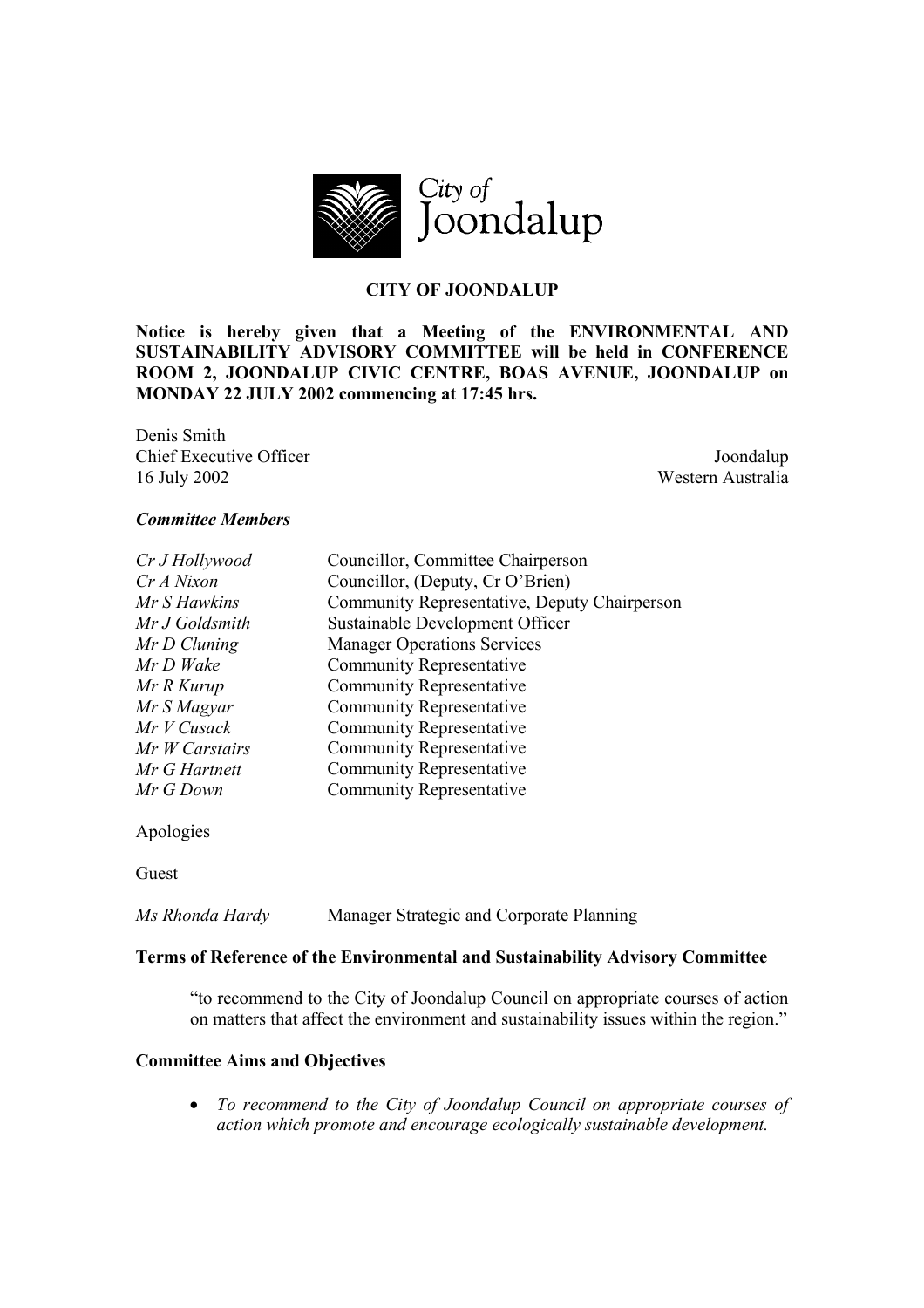# CITY OF JOONDALUP

**Notice is hereby given that a Meeting of the ENVIRONMENTAL AND SUSTAINABILITY ADVISORY COMMITTEE will be held in CONFERENCE ROOM 2, JOONDALUP CIVIC CENTRE, BOAS AVENUE, JOONDALUP on MONDAY 22 JULY 2002 commencing at 17:45 hrs.**

Denis Smith
Chief Executive Officer
16 July 2002

Joondalup
Western Australia

***Committee Members***

| | |
|---|---|
| *Cr J Hollywood* | Councillor, Committee Chairperson |
| *Cr A Nixon* | Councillor, (Deputy, Cr O'Brien) |
| *Mr S Hawkins* | Community Representative, Deputy Chairperson |
| *Mr J Goldsmith* | Sustainable Development Officer |
| *Mr D Cluning* | Manager Operations Services |
| *Mr D Wake* | Community Representative |
| *Mr R Kurup* | Community Representative |
| *Mr S Magyar* | Community Representative |
| *Mr V Cusack* | Community Representative |
| *Mr W Carstairs* | Community Representative |
| *Mr G Hartnett* | Community Representative |
| *Mr G Down* | Community Representative |

Apologies

Guest

*Ms Rhonda Hardy* Manager Strategic and Corporate Planning

**Terms of Reference of the Environmental and Sustainability Advisory Committee**

"to recommend to the City of Joondalup Council on appropriate courses of action on matters that affect the environment and sustainability issues within the region."

**Committee Aims and Objectives**

- *To recommend to the City of Joondalup Council on appropriate courses of action which promote and encourage ecologically sustainable development.*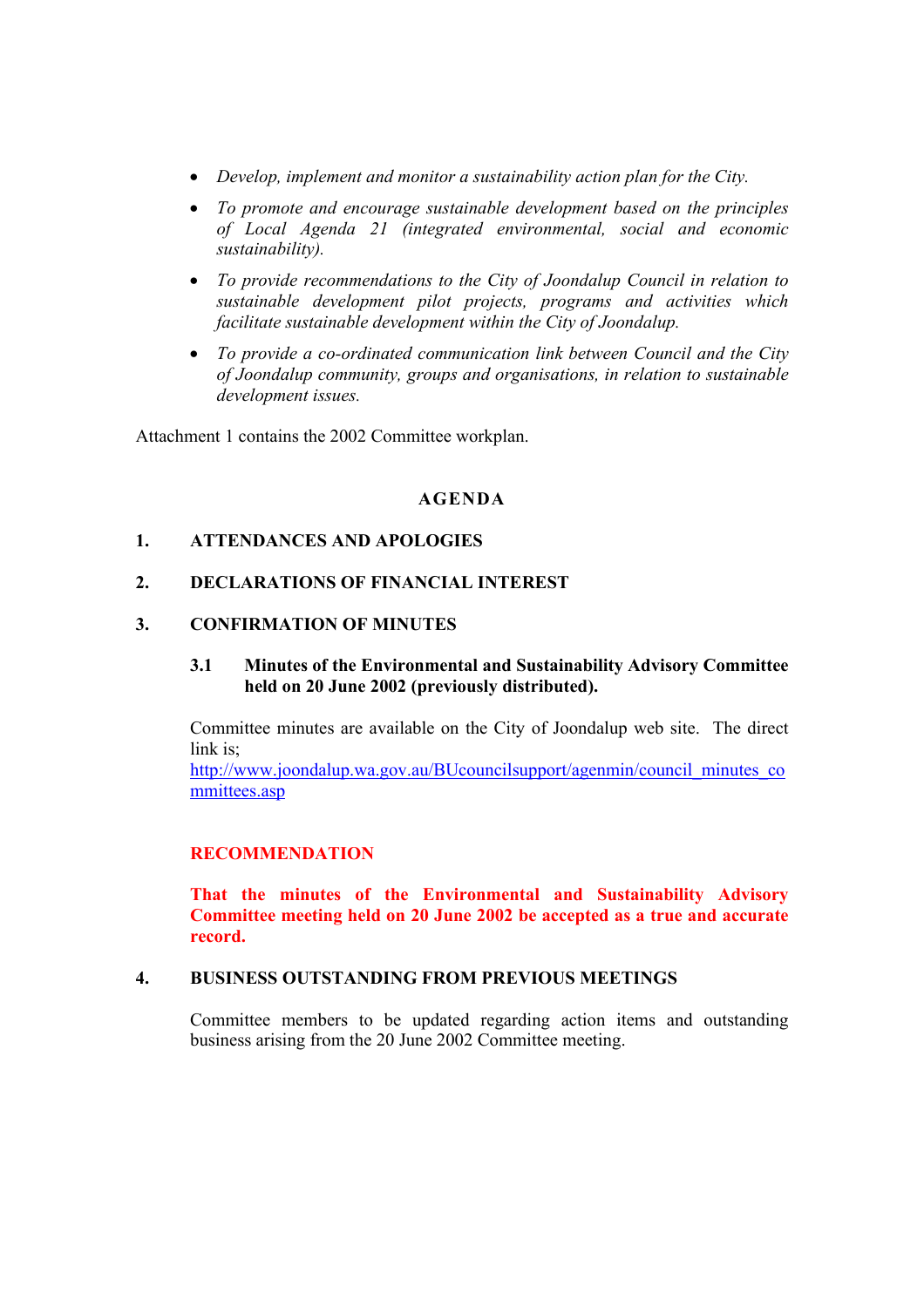- *Develop, implement and monitor a sustainability action plan for the City.*
- *To promote and encourage sustainable development based on the principles of Local Agenda 21 (integrated environmental, social and economic sustainability).*
- *To provide recommendations to the City of Joondalup Council in relation to sustainable development pilot projects, programs and activities which facilitate sustainable development within the City of Joondalup.*
- *To provide a co-ordinated communication link between Council and the City of Joondalup community, groups and organisations, in relation to sustainable development issues.*

Attachment 1 contains the 2002 Committee workplan.

## AGENDA

### 1. ATTENDANCES AND APOLOGIES

### 2. DECLARATIONS OF FINANCIAL INTEREST

### 3. CONFIRMATION OF MINUTES

#### 3.1 Minutes of the Environmental and Sustainability Advisory Committee held on 20 June 2002 (previously distributed).

Committee minutes are available on the City of Joondalup web site. The direct link is;
http://www.joondalup.wa.gov.au/BUcouncilsupport/agenmin/council_minutes_committees.asp

**RECOMMENDATION**

**That the minutes of the Environmental and Sustainability Advisory Committee meeting held on 20 June 2002 be accepted as a true and accurate record.**

### 4. BUSINESS OUTSTANDING FROM PREVIOUS MEETINGS

Committee members to be updated regarding action items and outstanding business arising from the 20 June 2002 Committee meeting.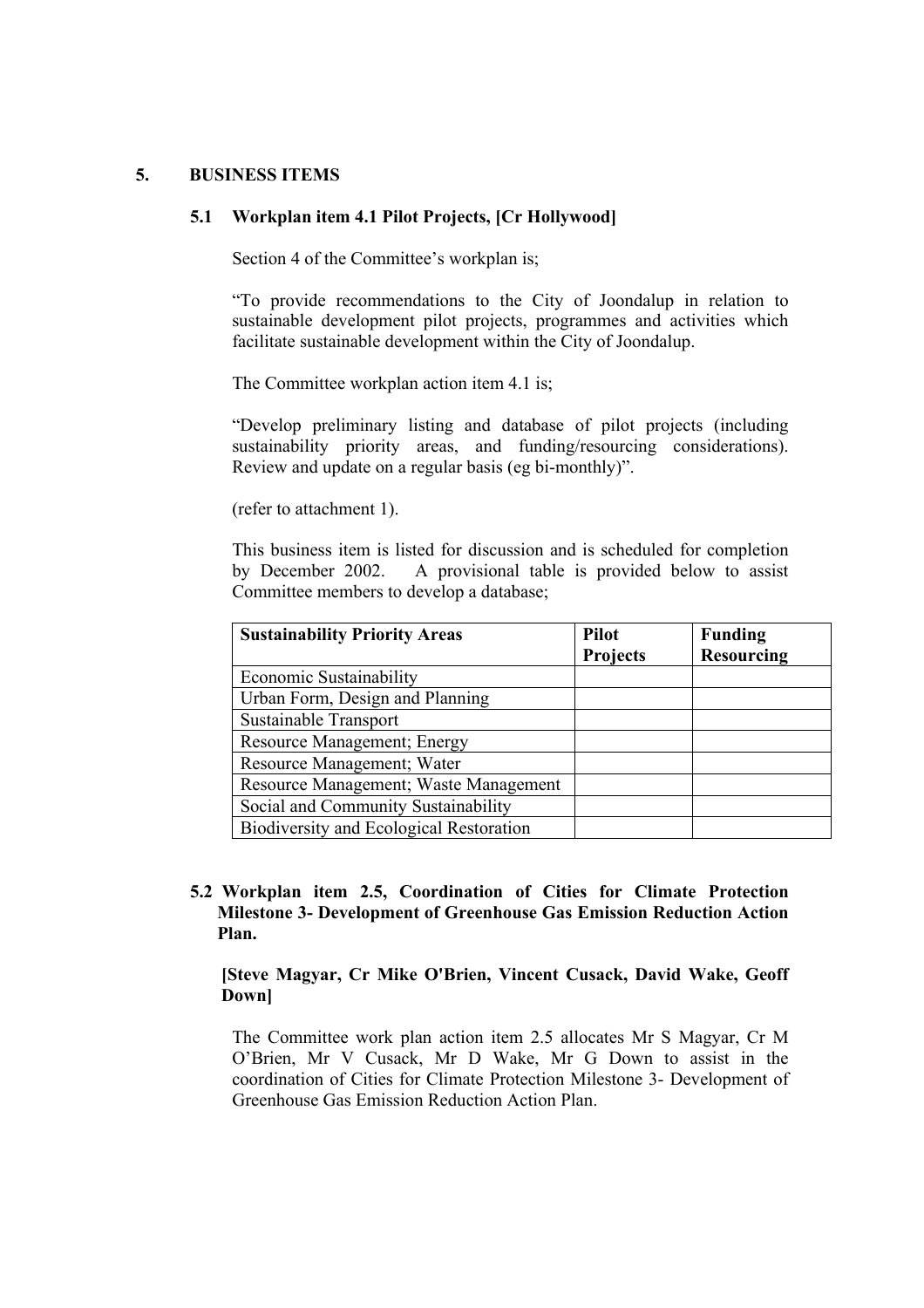## 5. BUSINESS ITEMS

### 5.1 Workplan item 4.1 Pilot Projects, [Cr Hollywood]

Section 4 of the Committee's workplan is;

"To provide recommendations to the City of Joondalup in relation to sustainable development pilot projects, programmes and activities which facilitate sustainable development within the City of Joondalup.

The Committee workplan action item 4.1 is;

"Develop preliminary listing and database of pilot projects (including sustainability priority areas, and funding/resourcing considerations). Review and update on a regular basis (eg bi-monthly)".

(refer to attachment 1).

This business item is listed for discussion and is scheduled for completion by December 2002. A provisional table is provided below to assist Committee members to develop a database;

| Sustainability Priority Areas | Pilot Projects | Funding Resourcing |
|---|---|---|
| Economic Sustainability | | |
| Urban Form, Design and Planning | | |
| Sustainable Transport | | |
| Resource Management; Energy | | |
| Resource Management; Water | | |
| Resource Management; Waste Management | | |
| Social and Community Sustainability | | |
| Biodiversity and Ecological Restoration | | |

### 5.2 Workplan item 2.5, Coordination of Cities for Climate Protection Milestone 3- Development of Greenhouse Gas Emission Reduction Action Plan.

**[Steve Magyar, Cr Mike O'Brien, Vincent Cusack, David Wake, Geoff Down]**

The Committee work plan action item 2.5 allocates Mr S Magyar, Cr M O'Brien, Mr V Cusack, Mr D Wake, Mr G Down to assist in the coordination of Cities for Climate Protection Milestone 3- Development of Greenhouse Gas Emission Reduction Action Plan.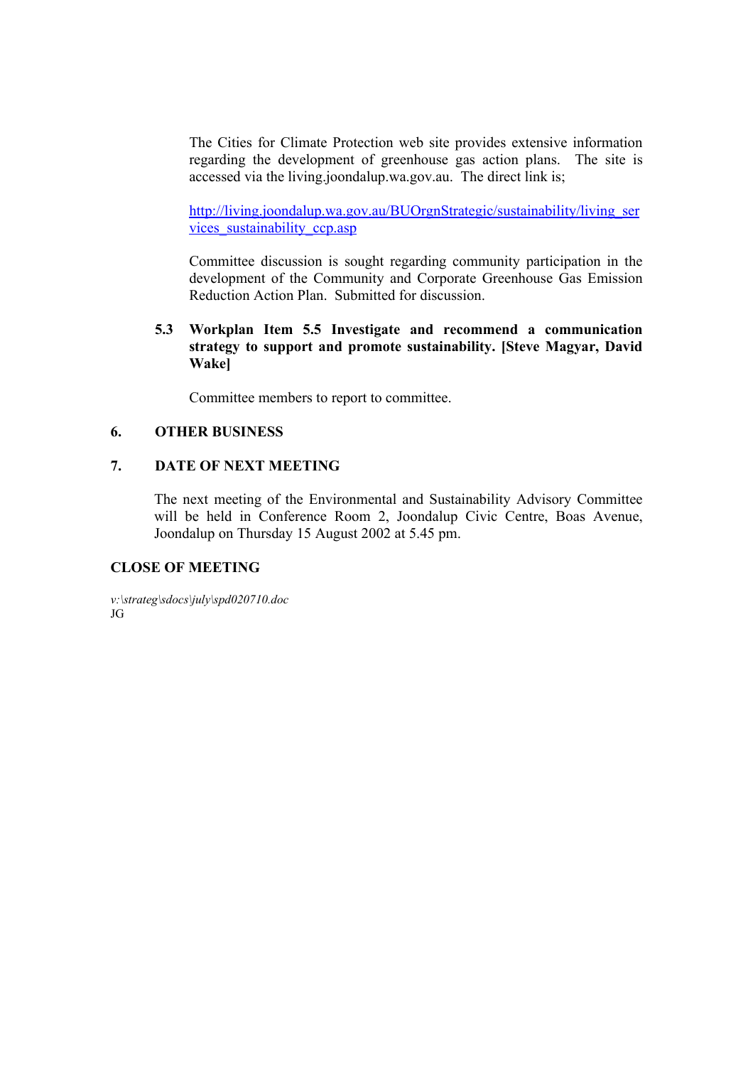The Cities for Climate Protection web site provides extensive information regarding the development of greenhouse gas action plans. The site is accessed via the living.joondalup.wa.gov.au. The direct link is;

http://living.joondalup.wa.gov.au/BUOrgnStrategic/sustainability/living_services_sustainability_ccp.asp

Committee discussion is sought regarding community participation in the development of the Community and Corporate Greenhouse Gas Emission Reduction Action Plan. Submitted for discussion.

**5.3 Workplan Item 5.5 Investigate and recommend a communication strategy to support and promote sustainability. [Steve Magyar, David Wake]**

Committee members to report to committee.

## 6. OTHER BUSINESS

## 7. DATE OF NEXT MEETING

The next meeting of the Environmental and Sustainability Advisory Committee will be held in Conference Room 2, Joondalup Civic Centre, Boas Avenue, Joondalup on Thursday 15 August 2002 at 5.45 pm.

## CLOSE OF MEETING

*v:\strateg\sdocs\july\spd020710.doc*
JG